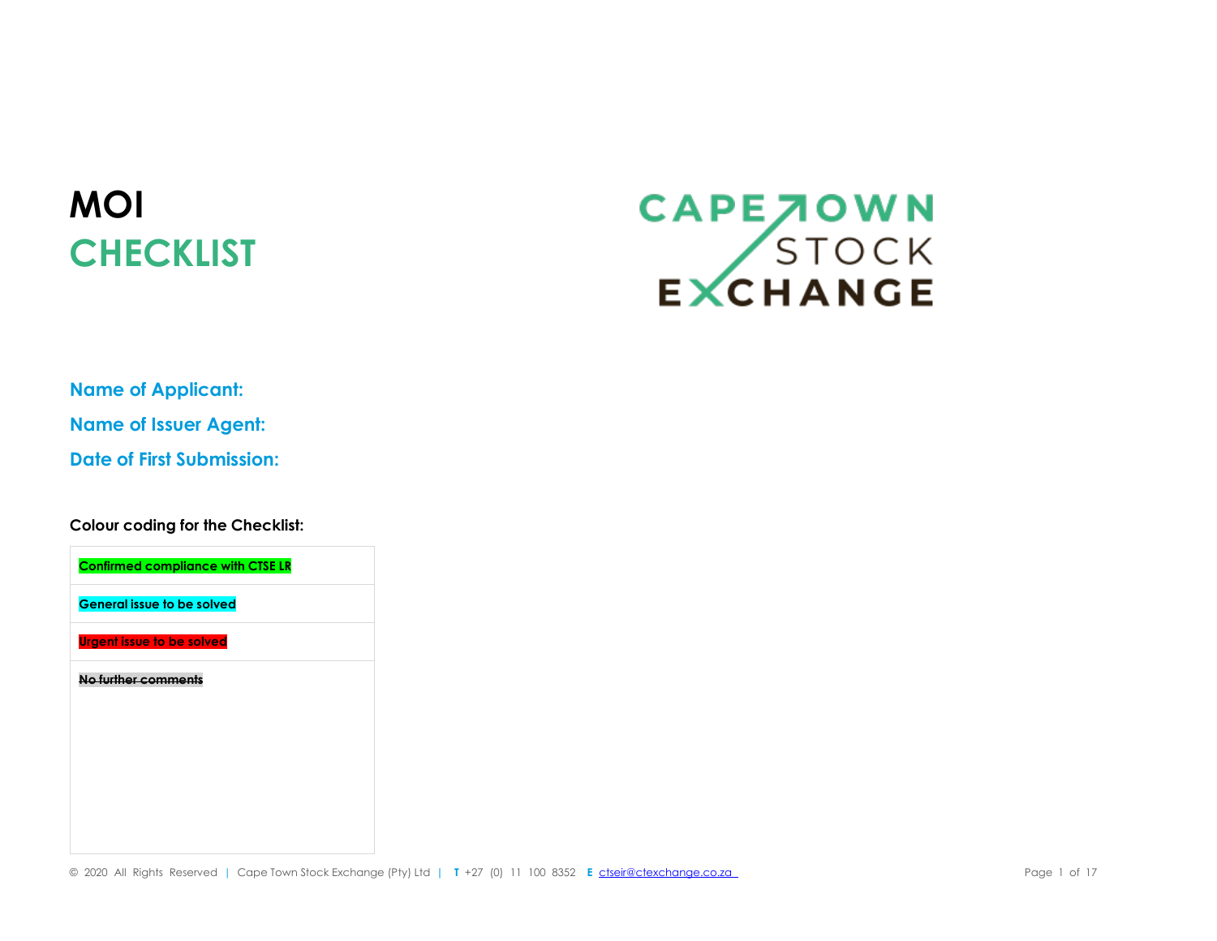# MOI
# CHECKLIST

CAPE TOWN STOCK EXCHANGE

**Name of Applicant:**

**Name of Issuer Agent:**

**Date of First Submission:**

**Colour coding for the Checklist:**

| |
|---|
| **Confirmed compliance with CTSE LR** |
| **General issue to be solved** |
| **Urgent issue to be solved** |
| ~~**No further comments**~~ |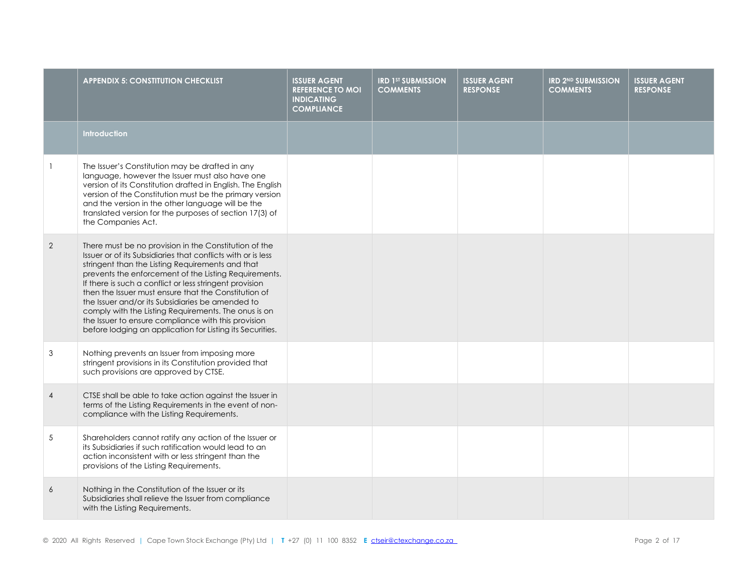| | APPENDIX 5: CONSTITUTION CHECKLIST | ISSUER AGENT REFERENCE TO MOI INDICATING COMPLIANCE | IRD 1ST SUBMISSION COMMENTS | ISSUER AGENT RESPONSE | IRD 2ND SUBMISSION COMMENTS | ISSUER AGENT RESPONSE |
|---|---|---|---|---|---|---|
| | **Introduction** | | | | | |
| 1 | The Issuer's Constitution may be drafted in any language, however the Issuer must also have one version of its Constitution drafted in English. The English version of the Constitution must be the primary version and the version in the other language will be the translated version for the purposes of section 17(3) of the Companies Act. | | | | | |
| 2 | There must be no provision in the Constitution of the Issuer or of its Subsidiaries that conflicts with or is less stringent than the Listing Requirements and that prevents the enforcement of the Listing Requirements. If there is such a conflict or less stringent provision then the Issuer must ensure that the Constitution of the Issuer and/or its Subsidiaries be amended to comply with the Listing Requirements. The onus is on the Issuer to ensure compliance with this provision before lodging an application for Listing its Securities. | | | | | |
| 3 | Nothing prevents an Issuer from imposing more stringent provisions in its Constitution provided that such provisions are approved by CTSE. | | | | | |
| 4 | CTSE shall be able to take action against the Issuer in terms of the Listing Requirements in the event of non-compliance with the Listing Requirements. | | | | | |
| 5 | Shareholders cannot ratify any action of the Issuer or its Subsidiaries if such ratification would lead to an action inconsistent with or less stringent than the provisions of the Listing Requirements. | | | | | |
| 6 | Nothing in the Constitution of the Issuer or its Subsidiaries shall relieve the Issuer from compliance with the Listing Requirements. | | | | | |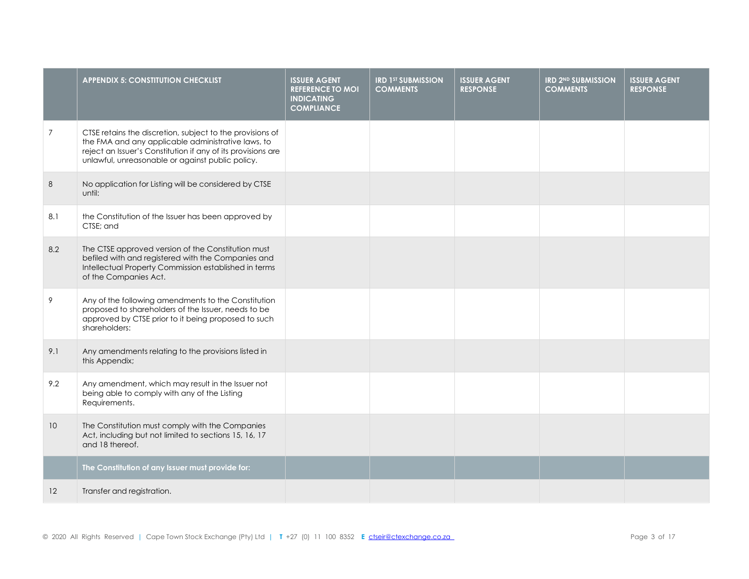|  | APPENDIX 5: CONSTITUTION CHECKLIST | ISSUER AGENT REFERENCE TO MOI INDICATING COMPLIANCE | IRD 1ST SUBMISSION COMMENTS | ISSUER AGENT RESPONSE | IRD 2ND SUBMISSION COMMENTS | ISSUER AGENT RESPONSE |
|---|---|---|---|---|---|---|
| 7 | CTSE retains the discretion, subject to the provisions of the FMA and any applicable administrative laws, to reject an Issuer's Constitution if any of its provisions are unlawful, unreasonable or against public policy. |  |  |  |  |  |
| 8 | No application for Listing will be considered by CTSE until: |  |  |  |  |  |
| 8.1 | the Constitution of the Issuer has been approved by CTSE; and |  |  |  |  |  |
| 8.2 | The CTSE approved version of the Constitution must befiled with and registered with the Companies and Intellectual Property Commission established in terms of the Companies Act. |  |  |  |  |  |
| 9 | Any of the following amendments to the Constitution proposed to shareholders of the Issuer, needs to be approved by CTSE prior to it being proposed to such shareholders: |  |  |  |  |  |
| 9.1 | Any amendments relating to the provisions listed in this Appendix; |  |  |  |  |  |
| 9.2 | Any amendment, which may result in the Issuer not being able to comply with any of the Listing Requirements. |  |  |  |  |  |
| 10 | The Constitution must comply with the Companies Act, including but not limited to sections 15, 16, 17 and 18 thereof. |  |  |  |  |  |
|  | **The Constitution of any Issuer must provide for:** |  |  |  |  |  |
| 12 | Transfer and registration. |  |  |  |  |  |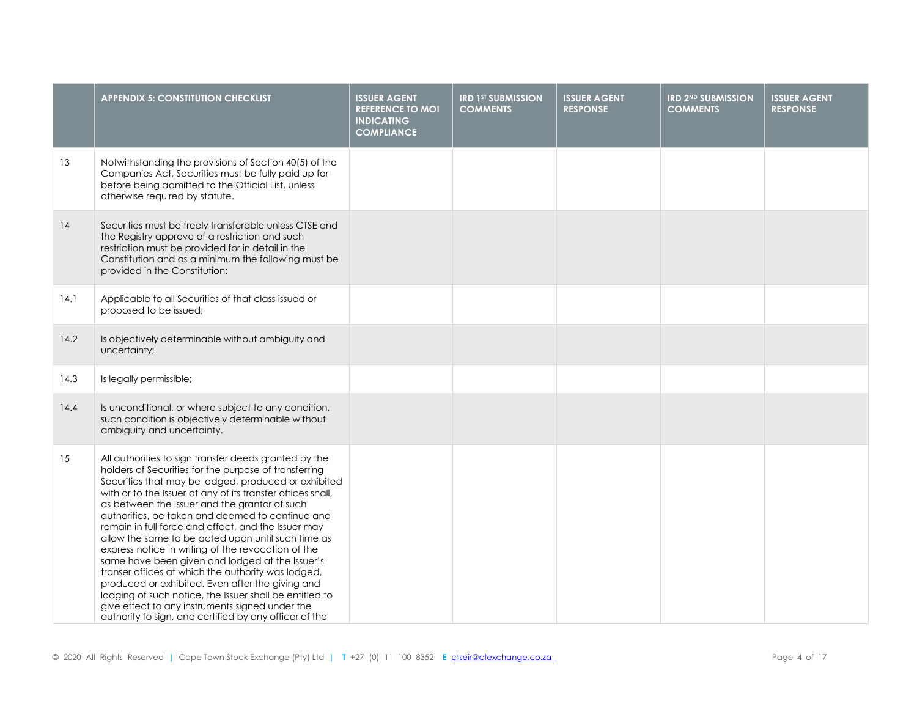|  | APPENDIX 5: CONSTITUTION CHECKLIST | ISSUER AGENT REFERENCE TO MOI INDICATING COMPLIANCE | IRD 1ST SUBMISSION COMMENTS | ISSUER AGENT RESPONSE | IRD 2ND SUBMISSION COMMENTS | ISSUER AGENT RESPONSE |
|---|---|---|---|---|---|---|
| 13 | Notwithstanding the provisions of Section 40(5) of the Companies Act, Securities must be fully paid up for before being admitted to the Official List, unless otherwise required by statute. |  |  |  |  |  |
| 14 | Securities must be freely transferable unless CTSE and the Registry approve of a restriction and such restriction must be provided for in detail in the Constitution and as a minimum the following must be provided in the Constitution: |  |  |  |  |  |
| 14.1 | Applicable to all Securities of that class issued or proposed to be issued; |  |  |  |  |  |
| 14.2 | Is objectively determinable without ambiguity and uncertainty; |  |  |  |  |  |
| 14.3 | Is legally permissible; |  |  |  |  |  |
| 14.4 | Is unconditional, or where subject to any condition, such condition is objectively determinable without ambiguity and uncertainty. |  |  |  |  |  |
| 15 | All authorities to sign transfer deeds granted by the holders of Securities for the purpose of transferring Securities that may be lodged, produced or exhibited with or to the Issuer at any of its transfer offices shall, as between the Issuer and the grantor of such authorities, be taken and deemed to continue and remain in full force and effect, and the Issuer may allow the same to be acted upon until such time as express notice in writing of the revocation of the same have been given and lodged at the Issuer's transer offices at which the authority was lodged, produced or exhibited. Even after the giving and lodging of such notice, the Issuer shall be entitled to give effect to any instruments signed under the authority to sign, and certified by any officer of the |  |  |  |  |  |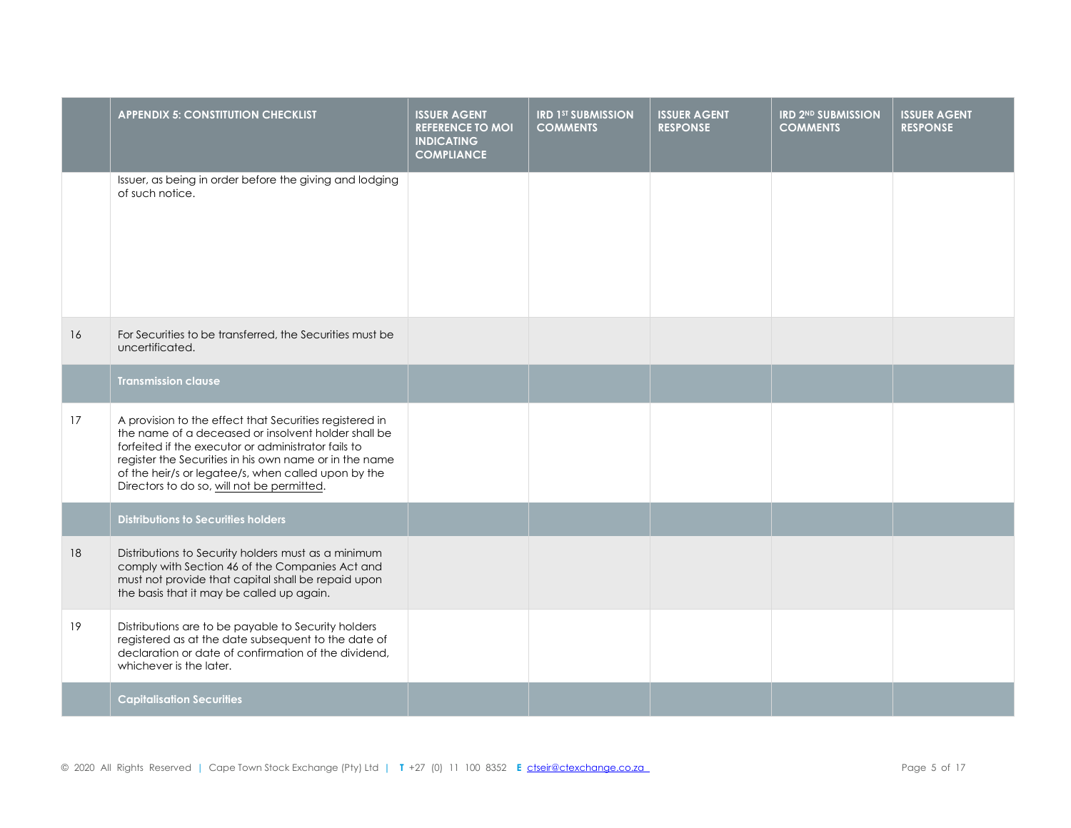| | APPENDIX 5: CONSTITUTION CHECKLIST | ISSUER AGENT REFERENCE TO MOI INDICATING COMPLIANCE | IRD 1ST SUBMISSION COMMENTS | ISSUER AGENT RESPONSE | IRD 2ND SUBMISSION COMMENTS | ISSUER AGENT RESPONSE |
|---|---|---|---|---|---|---|
| | Issuer, as being in order before the giving and lodging of such notice. | | | | | |
| 16 | For Securities to be transferred, the Securities must be uncertificated. | | | | | |
| | **Transmission clause** | | | | | |
| 17 | A provision to the effect that Securities registered in the name of a deceased or insolvent holder shall be forfeited if the executor or administrator fails to register the Securities in his own name or in the name of the heir/s or legatee/s, when called upon by the Directors to do so, <u>will not be permitted</u>. | | | | | |
| | **Distributions to Securities holders** | | | | | |
| 18 | Distributions to Security holders must as a minimum comply with Section 46 of the Companies Act and must not provide that capital shall be repaid upon the basis that it may be called up again. | | | | | |
| 19 | Distributions are to be payable to Security holders registered as at the date subsequent to the date of declaration or date of confirmation of the dividend, whichever is the later. | | | | | |
| | **Capitalisation Securities** | | | | | |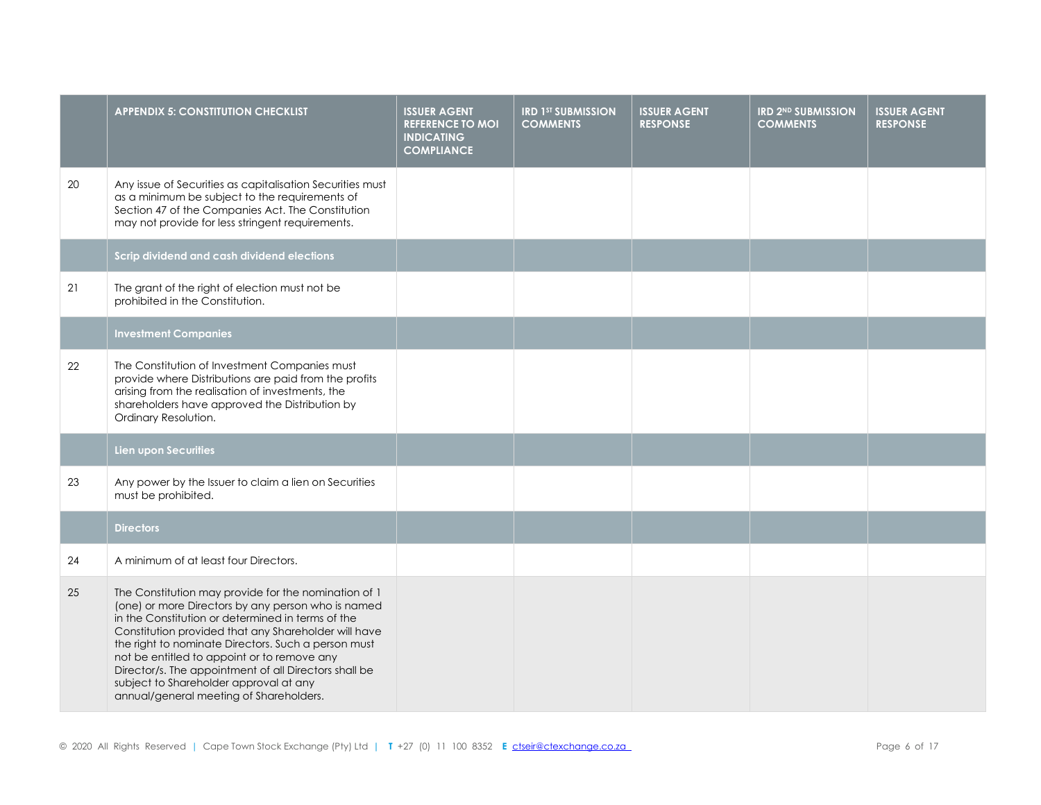| | APPENDIX 5: CONSTITUTION CHECKLIST | ISSUER AGENT REFERENCE TO MOI INDICATING COMPLIANCE | IRD 1ST SUBMISSION COMMENTS | ISSUER AGENT RESPONSE | IRD 2ND SUBMISSION COMMENTS | ISSUER AGENT RESPONSE |
|---|---|---|---|---|---|---|
| 20 | Any issue of Securities as capitalisation Securities must as a minimum be subject to the requirements of Section 47 of the Companies Act. The Constitution may not provide for less stringent requirements. | | | | | |
| | **Scrip dividend and cash dividend elections** | | | | | |
| 21 | The grant of the right of election must not be prohibited in the Constitution. | | | | | |
| | **Investment Companies** | | | | | |
| 22 | The Constitution of Investment Companies must provide where Distributions are paid from the profits arising from the realisation of investments, the shareholders have approved the Distribution by Ordinary Resolution. | | | | | |
| | **Lien upon Securities** | | | | | |
| 23 | Any power by the Issuer to claim a lien on Securities must be prohibited. | | | | | |
| | **Directors** | | | | | |
| 24 | A minimum of at least four Directors. | | | | | |
| 25 | The Constitution may provide for the nomination of 1 (one) or more Directors by any person who is named in the Constitution or determined in terms of the Constitution provided that any Shareholder will have the right to nominate Directors. Such a person must not be entitled to appoint or to remove any Director/s. The appointment of all Directors shall be subject to Shareholder approval at any annual/general meeting of Shareholders. | | | | | |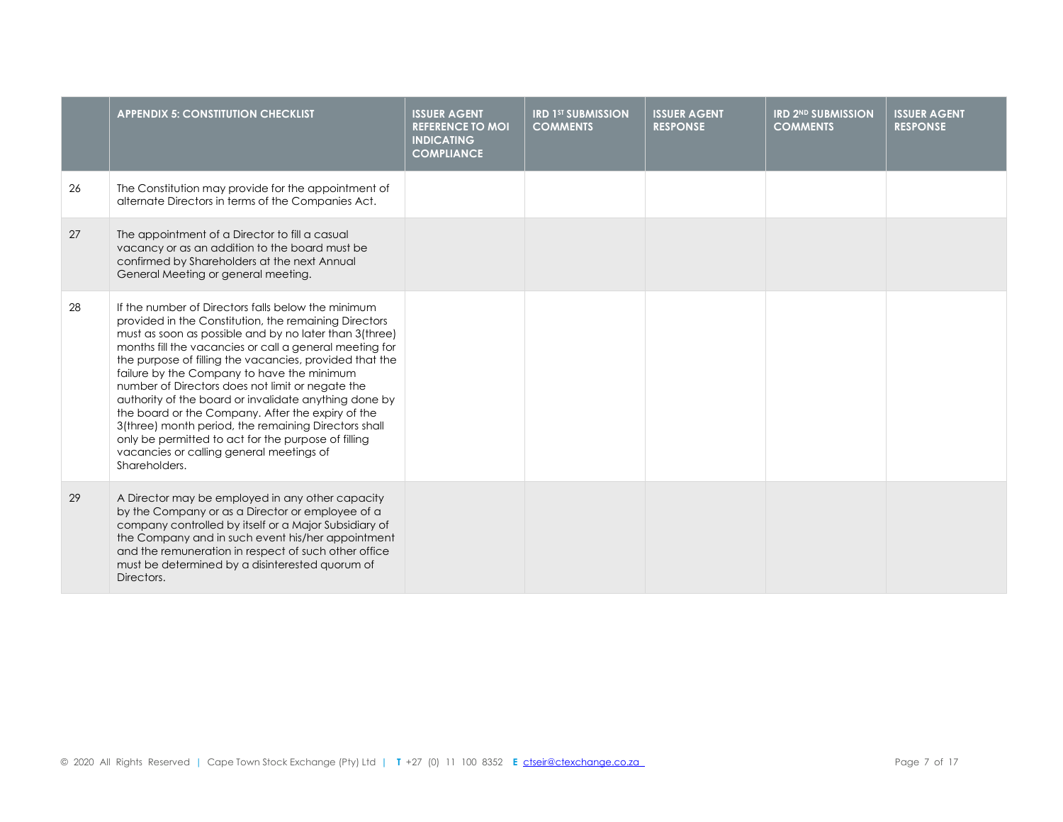|  | APPENDIX 5: CONSTITUTION CHECKLIST | ISSUER AGENT REFERENCE TO MOI INDICATING COMPLIANCE | IRD 1ST SUBMISSION COMMENTS | ISSUER AGENT RESPONSE | IRD 2ND SUBMISSION COMMENTS | ISSUER AGENT RESPONSE |
|---|---|---|---|---|---|---|
| 26 | The Constitution may provide for the appointment of alternate Directors in terms of the Companies Act. |  |  |  |  |  |
| 27 | The appointment of a Director to fill a casual vacancy or as an addition to the board must be confirmed by Shareholders at the next Annual General Meeting or general meeting. |  |  |  |  |  |
| 28 | If the number of Directors falls below the minimum provided in the Constitution, the remaining Directors must as soon as possible and by no later than 3(three) months fill the vacancies or call a general meeting for the purpose of filling the vacancies, provided that the failure by the Company to have the minimum number of Directors does not limit or negate the authority of the board or invalidate anything done by the board or the Company. After the expiry of the 3(three) month period, the remaining Directors shall only be permitted to act for the purpose of filling vacancies or calling general meetings of Shareholders. |  |  |  |  |  |
| 29 | A Director may be employed in any other capacity by the Company or as a Director or employee of a company controlled by itself or a Major Subsidiary of the Company and in such event his/her appointment and the remuneration in respect of such other office must be determined by a disinterested quorum of Directors. |  |  |  |  |  |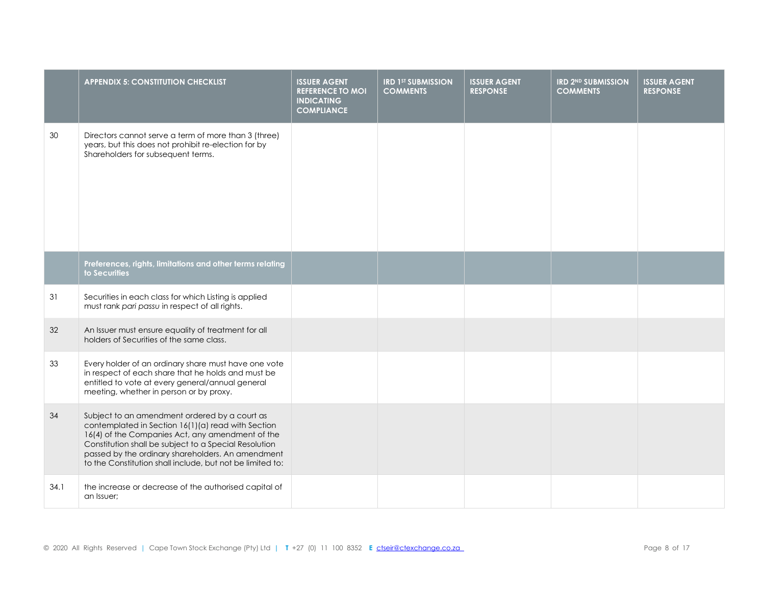| | APPENDIX 5: CONSTITUTION CHECKLIST | ISSUER AGENT REFERENCE TO MOI INDICATING COMPLIANCE | IRD 1ST SUBMISSION COMMENTS | ISSUER AGENT RESPONSE | IRD 2ND SUBMISSION COMMENTS | ISSUER AGENT RESPONSE |
|---|---|---|---|---|---|---|
| 30 | Directors cannot serve a term of more than 3 (three) years, but this does not prohibit re-election for by Shareholders for subsequent terms. | | | | | |
| | **Preferences, rights, limitations and other terms relating to Securities** | | | | | |
| 31 | Securities in each class for which Listing is applied must rank *pari passu* in respect of all rights. | | | | | |
| 32 | An Issuer must ensure equality of treatment for all holders of Securities of the same class. | | | | | |
| 33 | Every holder of an ordinary share must have one vote in respect of each share that he holds and must be entitled to vote at every general/annual general meeting, whether in person or by proxy. | | | | | |
| 34 | Subject to an amendment ordered by a court as contemplated in Section 16(1)(a) read with Section 16(4) of the Companies Act, any amendment of the Constitution shall be subject to a Special Resolution passed by the ordinary shareholders. An amendment to the Constitution shall include, but not be limited to: | | | | | |
| 34.1 | the increase or decrease of the authorised capital of an Issuer; | | | | | |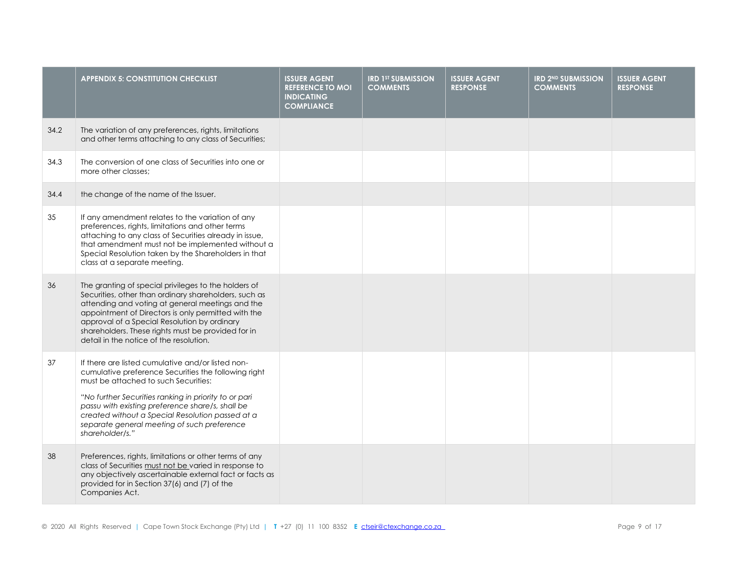| | APPENDIX 5: CONSTITUTION CHECKLIST | ISSUER AGENT REFERENCE TO MOI INDICATING COMPLIANCE | IRD 1ST SUBMISSION COMMENTS | ISSUER AGENT RESPONSE | IRD 2ND SUBMISSION COMMENTS | ISSUER AGENT RESPONSE |
|---|---|---|---|---|---|---|
| 34.2 | The variation of any preferences, rights, limitations and other terms attaching to any class of Securities; | | | | | |
| 34.3 | The conversion of one class of Securities into one or more other classes; | | | | | |
| 34.4 | the change of the name of the Issuer. | | | | | |
| 35 | If any amendment relates to the variation of any preferences, rights, limitations and other terms attaching to any class of Securities already in issue, that amendment must not be implemented without a Special Resolution taken by the Shareholders in that class at a separate meeting. | | | | | |
| 36 | The granting of special privileges to the holders of Securities, other than ordinary shareholders, such as attending and voting at general meetings and the appointment of Directors is only permitted with the approval of a Special Resolution by ordinary shareholders. These rights must be provided for in detail in the notice of the resolution. | | | | | |
| 37 | If there are listed cumulative and/or listed non-cumulative preference Securities the following right must be attached to such Securities:<br><br>*"No further Securities ranking in priority to or pari passu with existing preference share/s, shall be created without a Special Resolution passed at a separate general meeting of such preference shareholder/s."* | | | | | |
| 38 | Preferences, rights, limitations or other terms of any class of Securities <u>must not be</u> varied in response to any objectively ascertainable external fact or facts as provided for in Section 37(6) and (7) of the Companies Act. | | | | | |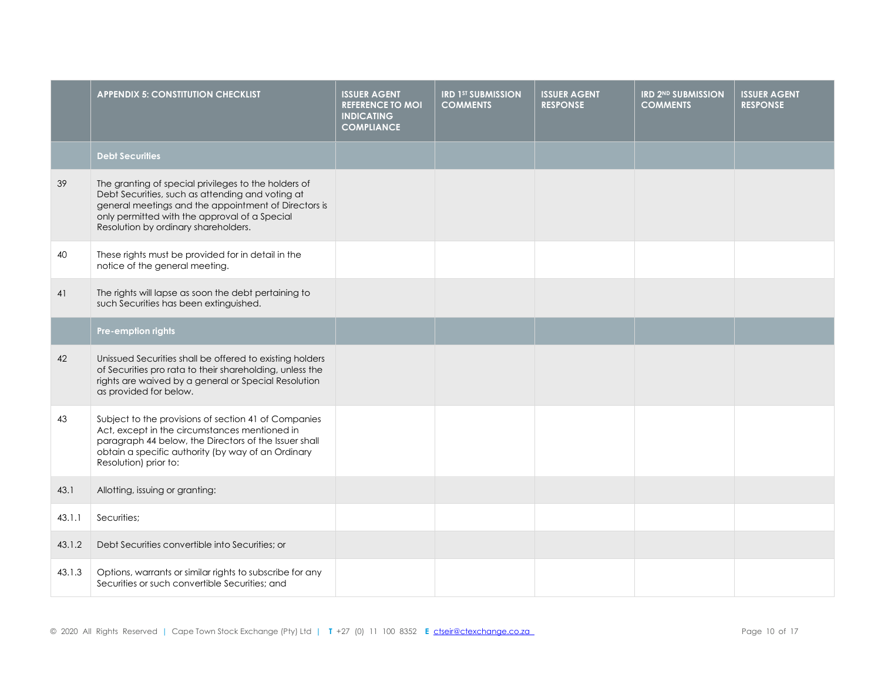| | APPENDIX 5: CONSTITUTION CHECKLIST | ISSUER AGENT REFERENCE TO MOI INDICATING COMPLIANCE | IRD 1ST SUBMISSION COMMENTS | ISSUER AGENT RESPONSE | IRD 2ND SUBMISSION COMMENTS | ISSUER AGENT RESPONSE |
|---|---|---|---|---|---|---|
| | **Debt Securities** | | | | | |
| 39 | The granting of special privileges to the holders of Debt Securities, such as attending and voting at general meetings and the appointment of Directors is only permitted with the approval of a Special Resolution by ordinary shareholders. | | | | | |
| 40 | These rights must be provided for in detail in the notice of the general meeting. | | | | | |
| 41 | The rights will lapse as soon the debt pertaining to such Securities has been extinguished. | | | | | |
| | **Pre-emption rights** | | | | | |
| 42 | Unissued Securities shall be offered to existing holders of Securities pro rata to their shareholding, unless the rights are waived by a general or Special Resolution as provided for below. | | | | | |
| 43 | Subject to the provisions of section 41 of Companies Act, except in the circumstances mentioned in paragraph 44 below, the Directors of the Issuer shall obtain a specific authority (by way of an Ordinary Resolution) prior to: | | | | | |
| 43.1 | Allotting, issuing or granting: | | | | | |
| 43.1.1 | Securities; | | | | | |
| 43.1.2 | Debt Securities convertible into Securities; or | | | | | |
| 43.1.3 | Options, warrants or similar rights to subscribe for any Securities or such convertible Securities; and | | | | | |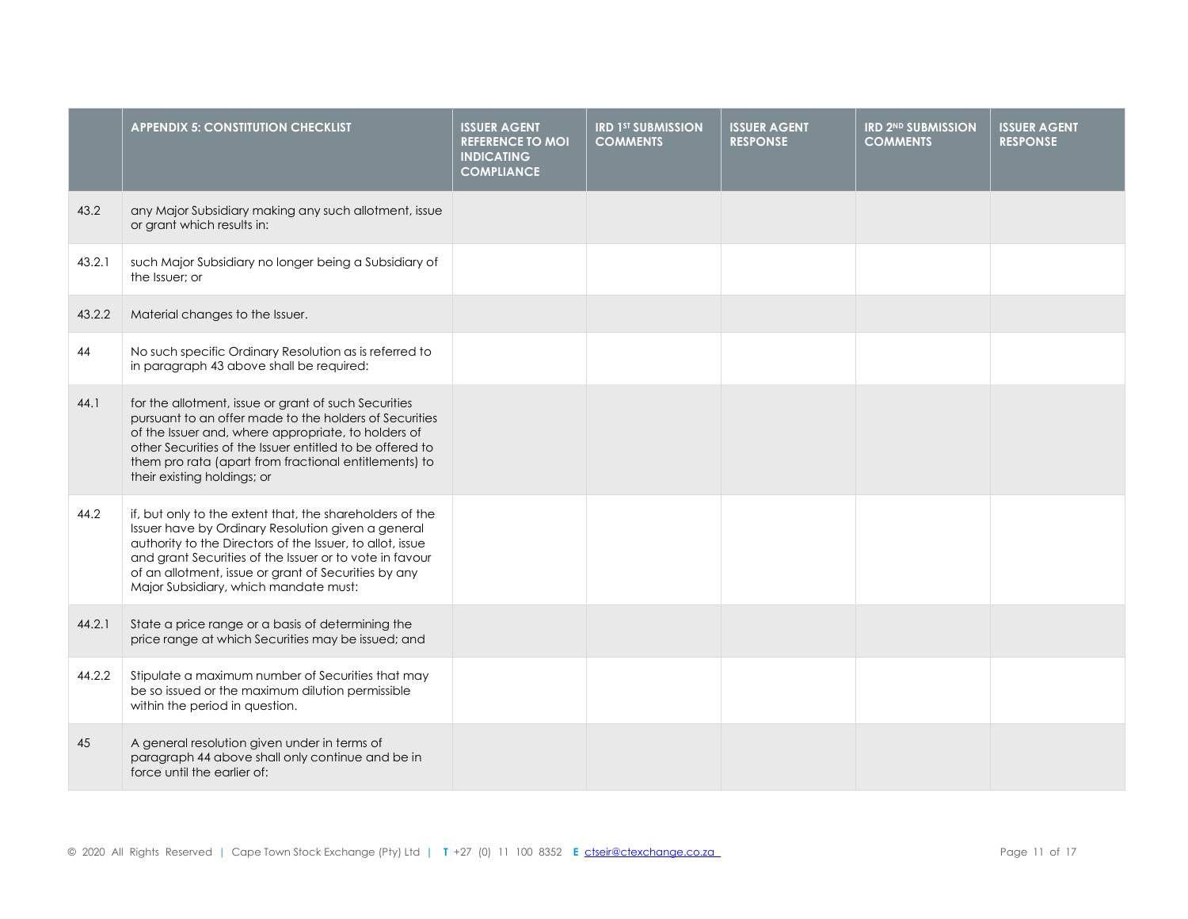|  | APPENDIX 5: CONSTITUTION CHECKLIST | ISSUER AGENT REFERENCE TO MOI INDICATING COMPLIANCE | IRD 1ST SUBMISSION COMMENTS | ISSUER AGENT RESPONSE | IRD 2ND SUBMISSION COMMENTS | ISSUER AGENT RESPONSE |
|---|---|---|---|---|---|---|
| 43.2 | any Major Subsidiary making any such allotment, issue or grant which results in: |  |  |  |  |  |
| 43.2.1 | such Major Subsidiary no longer being a Subsidiary of the Issuer; or |  |  |  |  |  |
| 43.2.2 | Material changes to the Issuer. |  |  |  |  |  |
| 44 | No such specific Ordinary Resolution as is referred to in paragraph 43 above shall be required: |  |  |  |  |  |
| 44.1 | for the allotment, issue or grant of such Securities pursuant to an offer made to the holders of Securities of the Issuer and, where appropriate, to holders of other Securities of the Issuer entitled to be offered to them pro rata (apart from fractional entitlements) to their existing holdings; or |  |  |  |  |  |
| 44.2 | if, but only to the extent that, the shareholders of the Issuer have by Ordinary Resolution given a general authority to the Directors of the Issuer, to allot, issue and grant Securities of the Issuer or to vote in favour of an allotment, issue or grant of Securities by any Major Subsidiary, which mandate must: |  |  |  |  |  |
| 44.2.1 | State a price range or a basis of determining the price range at which Securities may be issued; and |  |  |  |  |  |
| 44.2.2 | Stipulate a maximum number of Securities that may be so issued or the maximum dilution permissible within the period in question. |  |  |  |  |  |
| 45 | A general resolution given under in terms of paragraph 44 above shall only continue and be in force until the earlier of: |  |  |  |  |  |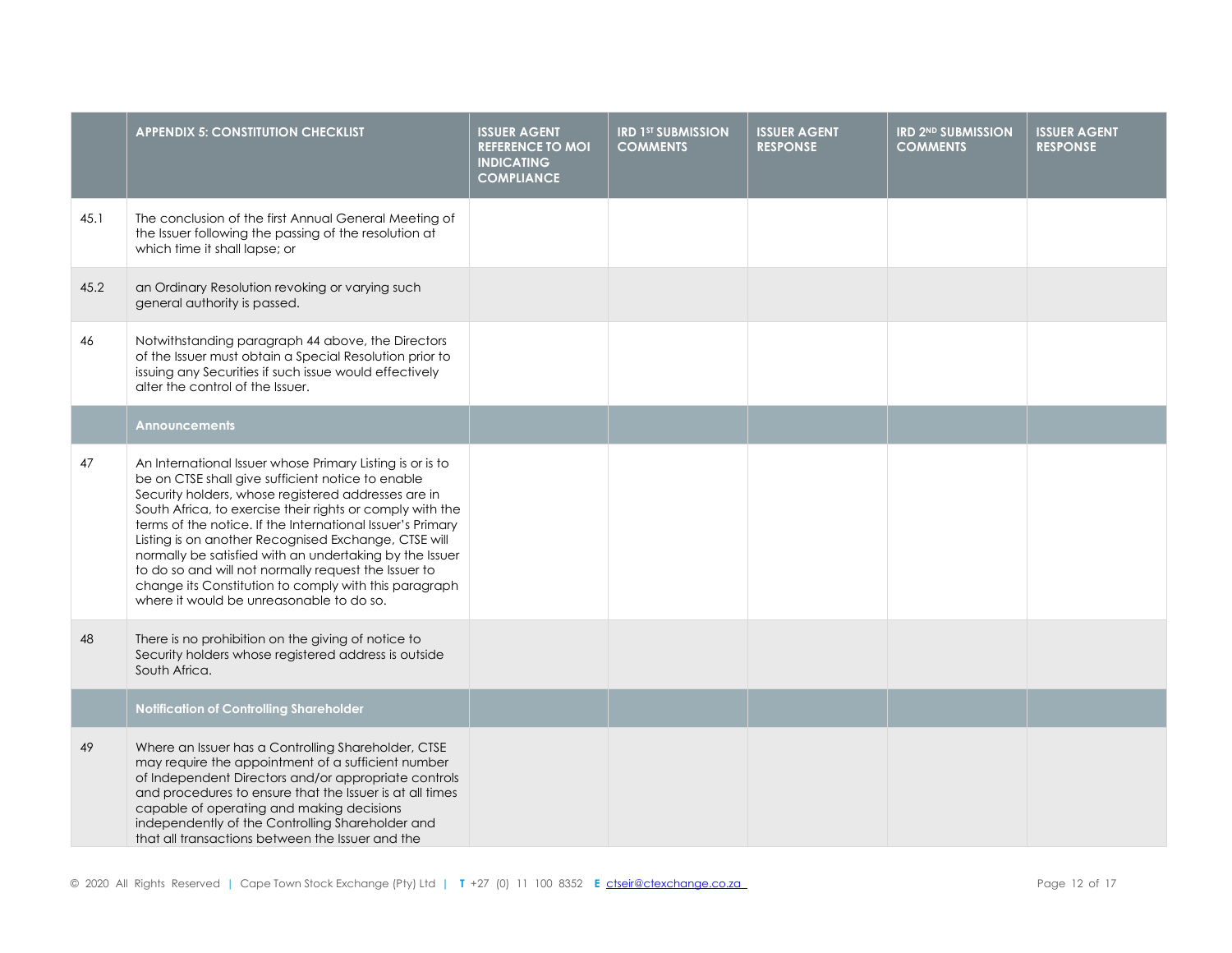| | APPENDIX 5: CONSTITUTION CHECKLIST | ISSUER AGENT REFERENCE TO MOI INDICATING COMPLIANCE | IRD 1ST SUBMISSION COMMENTS | ISSUER AGENT RESPONSE | IRD 2ND SUBMISSION COMMENTS | ISSUER AGENT RESPONSE |
|---|---|---|---|---|---|---|
| 45.1 | The conclusion of the first Annual General Meeting of the Issuer following the passing of the resolution at which time it shall lapse; or | | | | | |
| 45.2 | an Ordinary Resolution revoking or varying such general authority is passed. | | | | | |
| 46 | Notwithstanding paragraph 44 above, the Directors of the Issuer must obtain a Special Resolution prior to issuing any Securities if such issue would effectively alter the control of the Issuer. | | | | | |
| | **Announcements** | | | | | |
| 47 | An International Issuer whose Primary Listing is or is to be on CTSE shall give sufficient notice to enable Security holders, whose registered addresses are in South Africa, to exercise their rights or comply with the terms of the notice. If the International Issuer's Primary Listing is on another Recognised Exchange, CTSE will normally be satisfied with an undertaking by the Issuer to do so and will not normally request the Issuer to change its Constitution to comply with this paragraph where it would be unreasonable to do so. | | | | | |
| 48 | There is no prohibition on the giving of notice to Security holders whose registered address is outside South Africa. | | | | | |
| | **Notification of Controlling Shareholder** | | | | | |
| 49 | Where an Issuer has a Controlling Shareholder, CTSE may require the appointment of a sufficient number of Independent Directors and/or appropriate controls and procedures to ensure that the Issuer is at all times capable of operating and making decisions independently of the Controlling Shareholder and that all transactions between the Issuer and the | | | | | |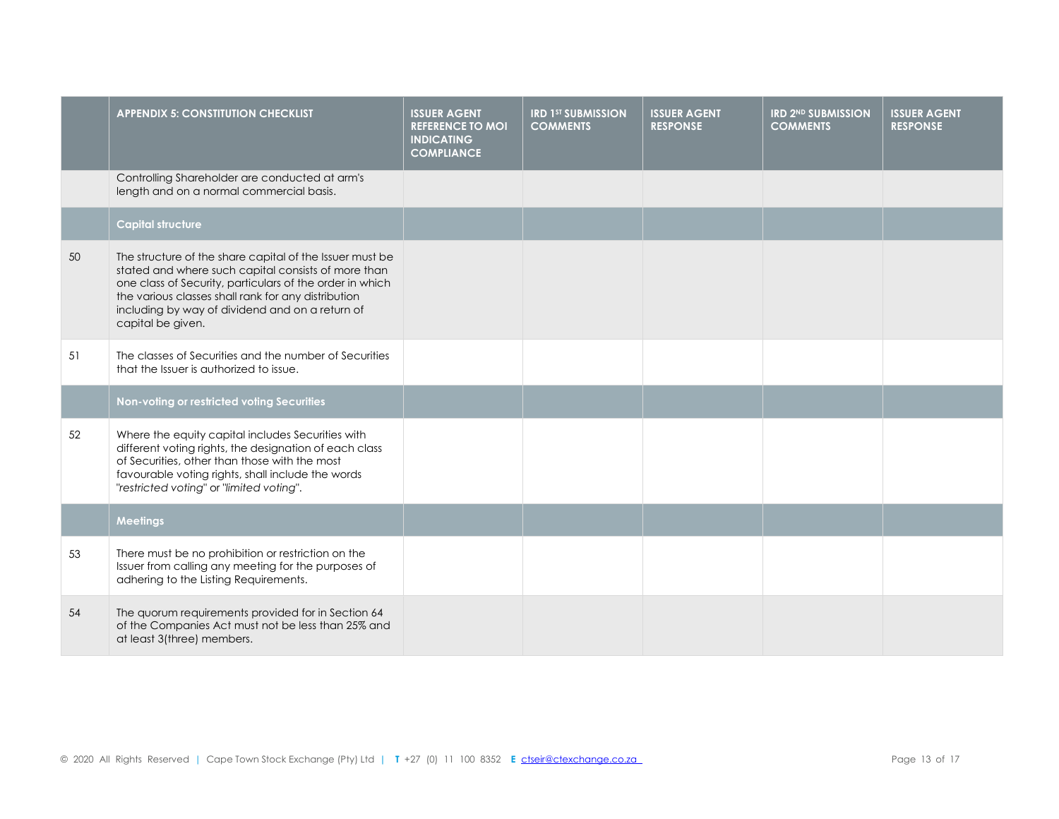| | APPENDIX 5: CONSTITUTION CHECKLIST | ISSUER AGENT REFERENCE TO MOI INDICATING COMPLIANCE | IRD 1ST SUBMISSION COMMENTS | ISSUER AGENT RESPONSE | IRD 2ND SUBMISSION COMMENTS | ISSUER AGENT RESPONSE |
|---|---|---|---|---|---|---|
| | Controlling Shareholder are conducted at arm's length and on a normal commercial basis. | | | | | |
| | **Capital structure** | | | | | |
| 50 | The structure of the share capital of the Issuer must be stated and where such capital consists of more than one class of Security, particulars of the order in which the various classes shall rank for any distribution including by way of dividend and on a return of capital be given. | | | | | |
| 51 | The classes of Securities and the number of Securities that the Issuer is authorized to issue. | | | | | |
| | **Non-voting or restricted voting Securities** | | | | | |
| 52 | Where the equity capital includes Securities with different voting rights, the designation of each class of Securities, other than those with the most favourable voting rights, shall include the words "*restricted voting*" or "*limited voting*". | | | | | |
| | **Meetings** | | | | | |
| 53 | There must be no prohibition or restriction on the Issuer from calling any meeting for the purposes of adhering to the Listing Requirements. | | | | | |
| 54 | The quorum requirements provided for in Section 64 of the Companies Act must not be less than 25% and at least 3(three) members. | | | | | |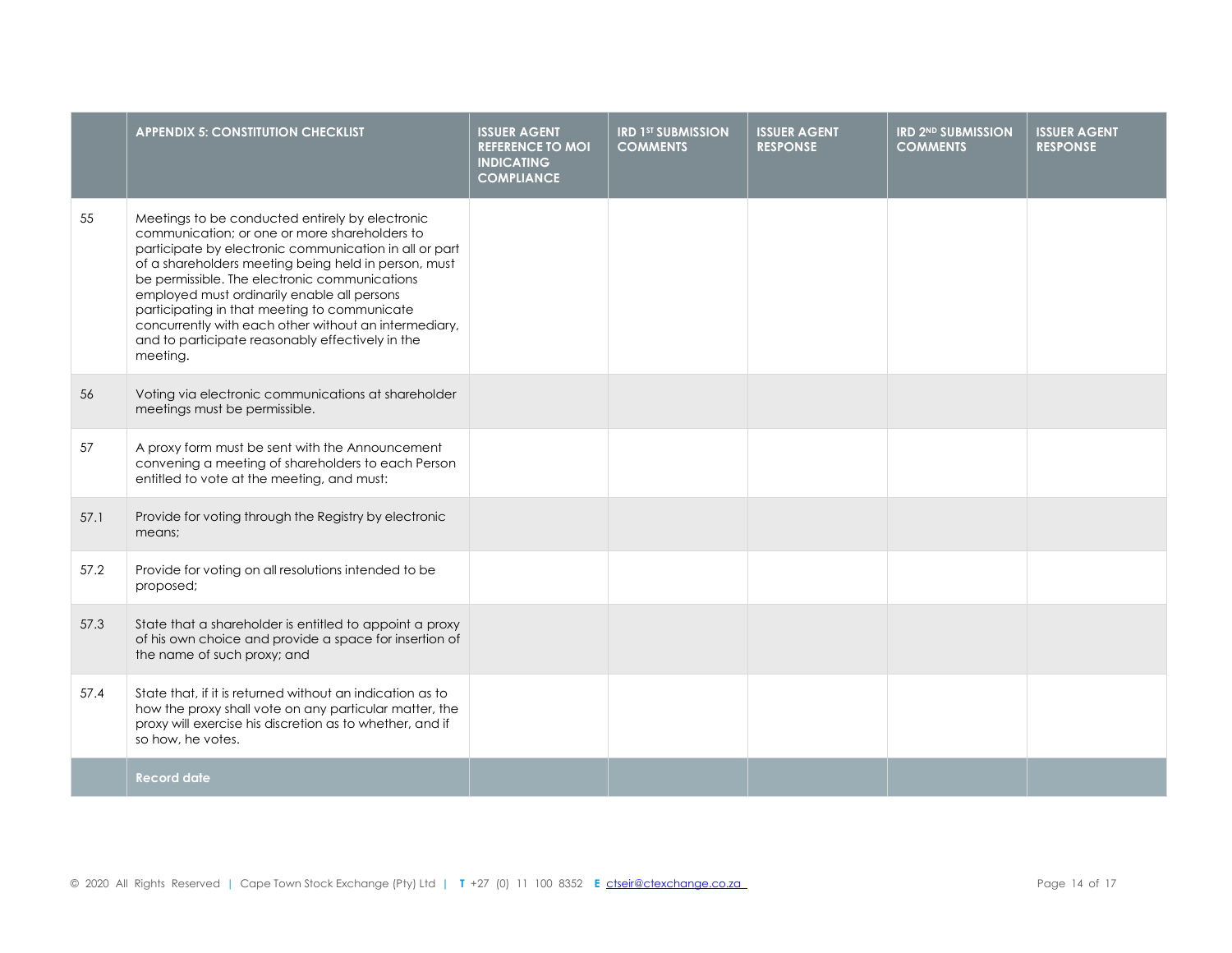| | APPENDIX 5: CONSTITUTION CHECKLIST | ISSUER AGENT REFERENCE TO MOI INDICATING COMPLIANCE | IRD 1ST SUBMISSION COMMENTS | ISSUER AGENT RESPONSE | IRD 2ND SUBMISSION COMMENTS | ISSUER AGENT RESPONSE |
|---|---|---|---|---|---|---|
| 55 | Meetings to be conducted entirely by electronic communication; or one or more shareholders to participate by electronic communication in all or part of a shareholders meeting being held in person, must be permissible. The electronic communications employed must ordinarily enable all persons participating in that meeting to communicate concurrently with each other without an intermediary, and to participate reasonably effectively in the meeting. | | | | | |
| 56 | Voting via electronic communications at shareholder meetings must be permissible. | | | | | |
| 57 | A proxy form must be sent with the Announcement convening a meeting of shareholders to each Person entitled to vote at the meeting, and must: | | | | | |
| 57.1 | Provide for voting through the Registry by electronic means; | | | | | |
| 57.2 | Provide for voting on all resolutions intended to be proposed; | | | | | |
| 57.3 | State that a shareholder is entitled to appoint a proxy of his own choice and provide a space for insertion of the name of such proxy; and | | | | | |
| 57.4 | State that, if it is returned without an indication as to how the proxy shall vote on any particular matter, the proxy will exercise his discretion as to whether, and if so how, he votes. | | | | | |
| | **Record date** | | | | | |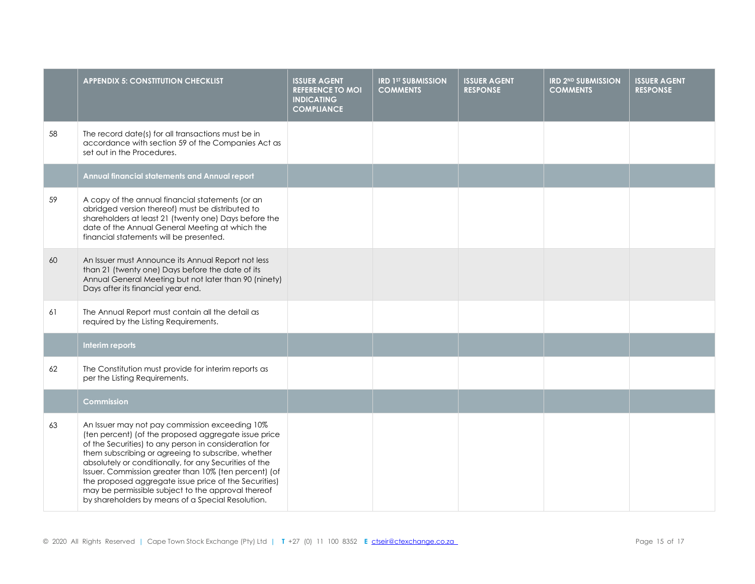| | APPENDIX 5: CONSTITUTION CHECKLIST | ISSUER AGENT REFERENCE TO MOI INDICATING COMPLIANCE | IRD 1ST SUBMISSION COMMENTS | ISSUER AGENT RESPONSE | IRD 2ND SUBMISSION COMMENTS | ISSUER AGENT RESPONSE |
|---|---|---|---|---|---|---|
| 58 | The record date(s) for all transactions must be in accordance with section 59 of the Companies Act as set out in the Procedures. | | | | | |
| | **Annual financial statements and Annual report** | | | | | |
| 59 | A copy of the annual financial statements (or an abridged version thereof) must be distributed to shareholders at least 21 (twenty one) Days before the date of the Annual General Meeting at which the financial statements will be presented. | | | | | |
| 60 | An Issuer must Announce its Annual Report not less than 21 (twenty one) Days before the date of its Annual General Meeting but not later than 90 (ninety) Days after its financial year end. | | | | | |
| 61 | The Annual Report must contain all the detail as required by the Listing Requirements. | | | | | |
| | **Interim reports** | | | | | |
| 62 | The Constitution must provide for interim reports as per the Listing Requirements. | | | | | |
| | **Commission** | | | | | |
| 63 | An Issuer may not pay commission exceeding 10% (ten percent) (of the proposed aggregate issue price of the Securities) to any person in consideration for them subscribing or agreeing to subscribe, whether absolutely or conditionally, for any Securities of the Issuer. Commission greater than 10% (ten percent) (of the proposed aggregate issue price of the Securities) may be permissible subject to the approval thereof by shareholders by means of a Special Resolution. | | | | | |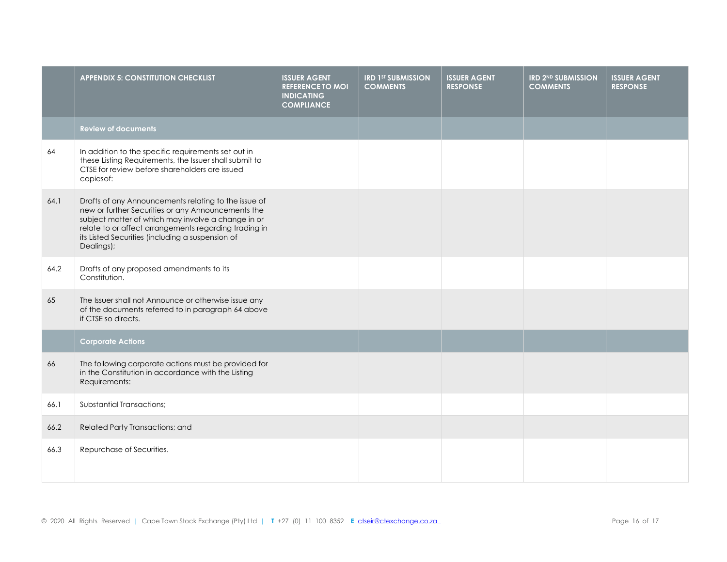| | APPENDIX 5: CONSTITUTION CHECKLIST | ISSUER AGENT REFERENCE TO MOI INDICATING COMPLIANCE | IRD 1ST SUBMISSION COMMENTS | ISSUER AGENT RESPONSE | IRD 2ND SUBMISSION COMMENTS | ISSUER AGENT RESPONSE |
|---|---|---|---|---|---|---|
| | **Review of documents** | | | | | |
| 64 | In addition to the specific requirements set out in these Listing Requirements, the Issuer shall submit to CTSE for review before shareholders are issued copiesof: | | | | | |
| 64.1 | Drafts of any Announcements relating to the issue of new or further Securities or any Announcements the subject matter of which may involve a change in or relate to or affect arrangements regarding trading in its Listed Securities (including a suspension of Dealings); | | | | | |
| 64.2 | Drafts of any proposed amendments to its Constitution. | | | | | |
| 65 | The Issuer shall not Announce or otherwise issue any of the documents referred to in paragraph 64 above if CTSE so directs. | | | | | |
| | **Corporate Actions** | | | | | |
| 66 | The following corporate actions must be provided for in the Constitution in accordance with the Listing Requirements: | | | | | |
| 66.1 | Substantial Transactions; | | | | | |
| 66.2 | Related Party Transactions; and | | | | | |
| 66.3 | Repurchase of Securities. | | | | | |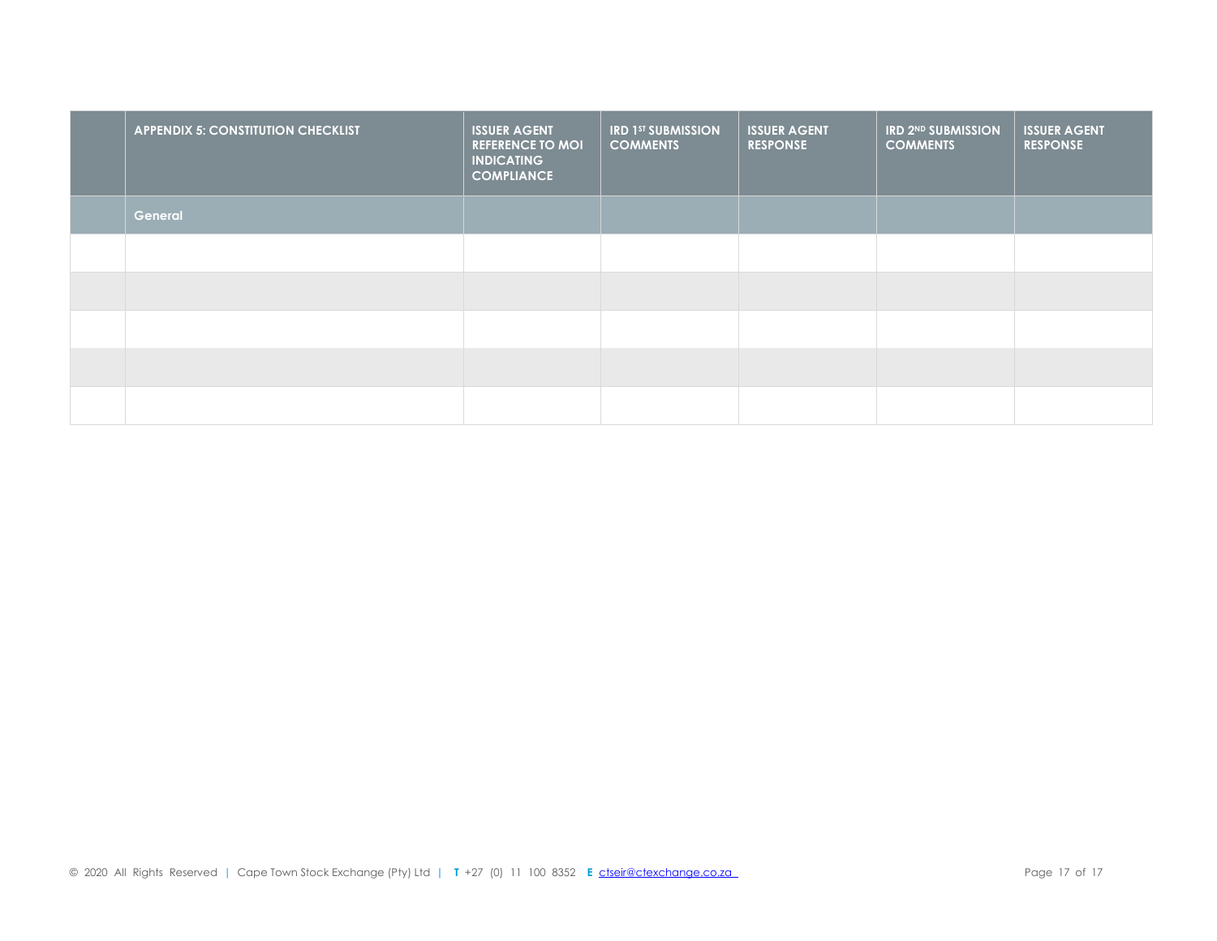| | APPENDIX 5: CONSTITUTION CHECKLIST | ISSUER AGENT REFERENCE TO MOI INDICATING COMPLIANCE | IRD 1ST SUBMISSION COMMENTS | ISSUER AGENT RESPONSE | IRD 2ND SUBMISSION COMMENTS | ISSUER AGENT RESPONSE |
|---|---|---|---|---|---|---|
| | General | | | | | |
| | | | | | | |
| | | | | | | |
| | | | | | | |
| | | | | | | |
| | | | | | | |